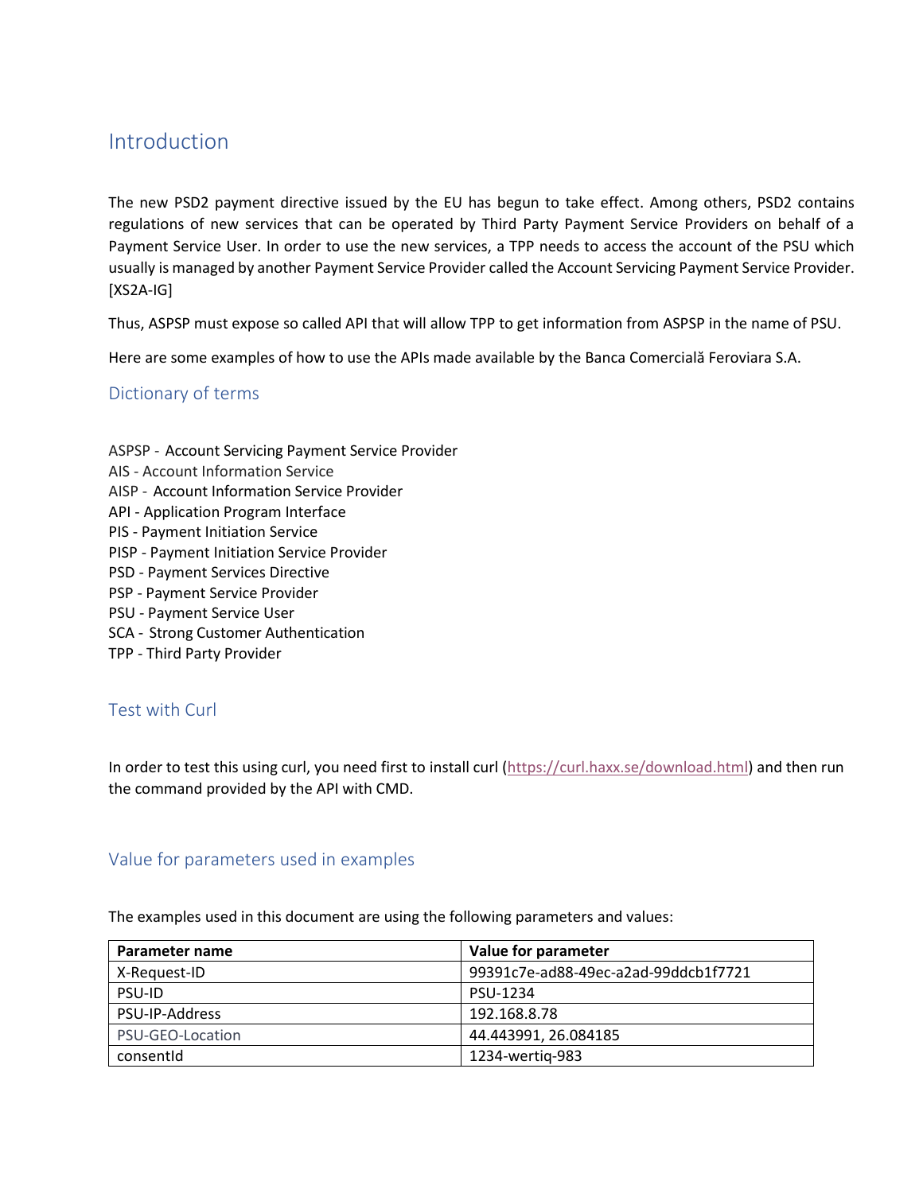# Introduction

The new PSD2 payment directive issued by the EU has begun to take effect. Among others, PSD2 contains regulations of new services that can be operated by Third Party Payment Service Providers on behalf of a Payment Service User. In order to use the new services, a TPP needs to access the account of the PSU which usually is managed by another Payment Service Provider called the Account Servicing Payment Service Provider. [XS2A-IG]

Thus, ASPSP must expose so called API that will allow TPP to get information from ASPSP in the name of PSU.

Here are some examples of how to use the APIs made available by the Banca Comercială Feroviara S.A.

## Dictionary of terms

ASPSP - Account Servicing Payment Service Provider
AIS - Account Information Service
AISP - Account Information Service Provider
API - Application Program Interface
PIS - Payment Initiation Service
PISP - Payment Initiation Service Provider
PSD - Payment Services Directive
PSP - Payment Service Provider
PSU - Payment Service User
SCA - Strong Customer Authentication
TPP - Third Party Provider

## Test with Curl

In order to test this using curl, you need first to install curl (https://curl.haxx.se/download.html) and then run the command provided by the API with CMD.

## Value for parameters used in examples

The examples used in this document are using the following parameters and values:

| Parameter name | Value for parameter |
|---|---|
| X-Request-ID | 99391c7e-ad88-49ec-a2ad-99ddcb1f7721 |
| PSU-ID | PSU-1234 |
| PSU-IP-Address | 192.168.8.78 |
| PSU-GEO-Location | 44.443991, 26.084185 |
| consentId | 1234-wertiq-983 |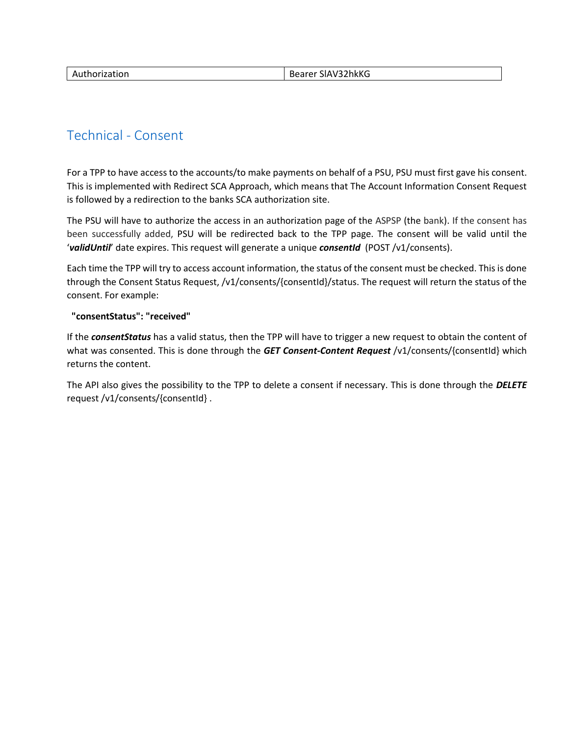| Authorization | Bearer SlAV32hkKG |
| --- | --- |

## Technical - Consent

For a TPP to have access to the accounts/to make payments on behalf of a PSU, PSU must first gave his consent. This is implemented with Redirect SCA Approach, which means that The Account Information Consent Request is followed by a redirection to the banks SCA authorization site.

The PSU will have to authorize the access in an authorization page of the ASPSP (the bank). If the consent has been successfully added, PSU will be redirected back to the TPP page. The consent will be valid until the '***validUntil***' date expires. This request will generate a unique ***consentId*** (POST /v1/consents).

Each time the TPP will try to access account information, the status of the consent must be checked. This is done through the Consent Status Request, /v1/consents/{consentId}/status. The request will return the status of the consent. For example:

**"consentStatus": "received"**

If the ***consentStatus*** has a valid status, then the TPP will have to trigger a new request to obtain the content of what was consented. This is done through the ***GET Consent-Content Request*** /v1/consents/{consentId} which returns the content.

The API also gives the possibility to the TPP to delete a consent if necessary. This is done through the ***DELETE*** request /v1/consents/{consentId} .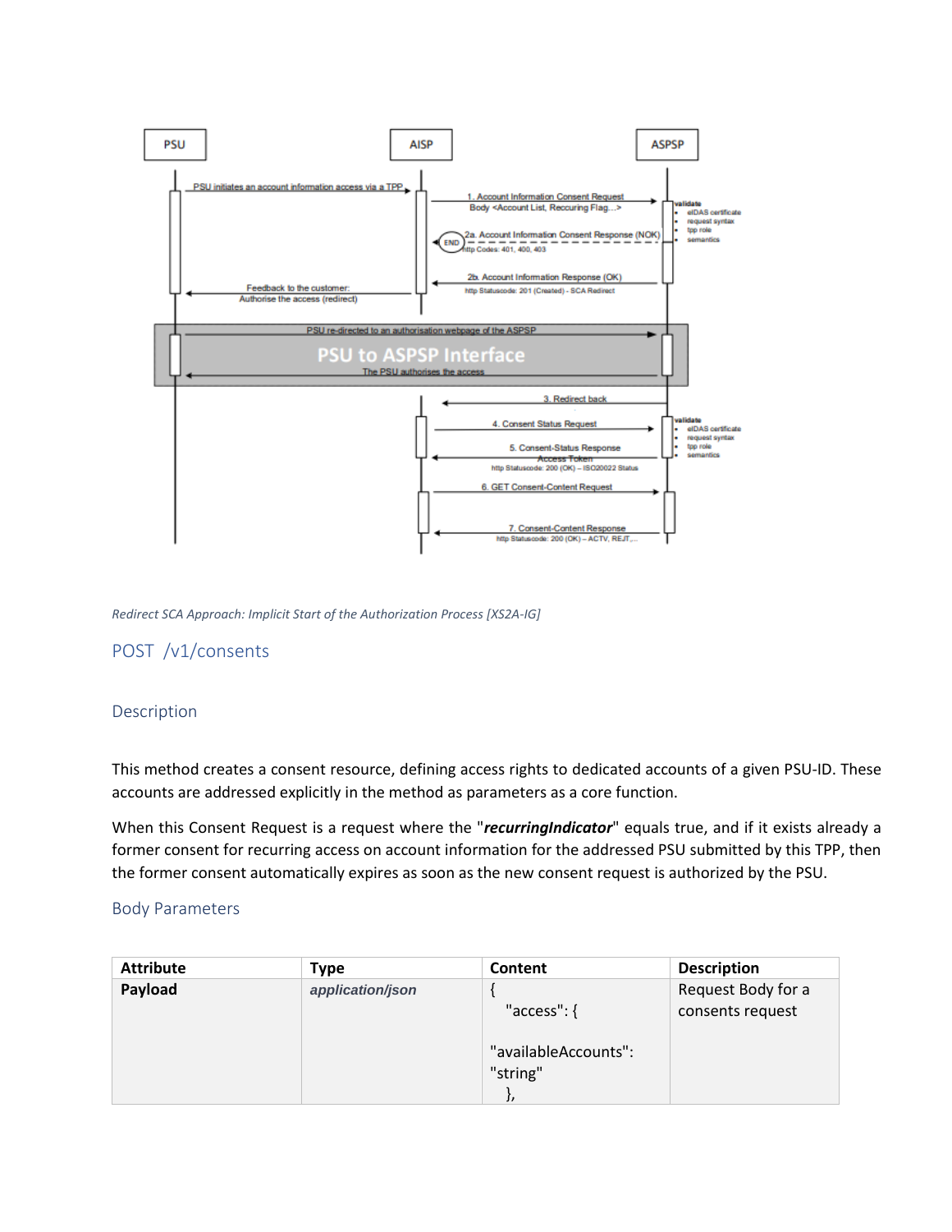*Redirect SCA Approach: Implicit Start of the Authorization Process [XS2A-IG]*

## POST /v1/consents

### Description

This method creates a consent resource, defining access rights to dedicated accounts of a given PSU-ID. These accounts are addressed explicitly in the method as parameters as a core function.

When this Consent Request is a request where the "***recurringIndicator***" equals true, and if it exists already a former consent for recurring access on account information for the addressed PSU submitted by this TPP, then the former consent automatically expires as soon as the new consent request is authorized by the PSU.

### Body Parameters

| Attribute | Type | Content | Description |
|---|---|---|---|
| **Payload** | *application/json* | { "access": { "availableAccounts": "string" }, | Request Body for a consents request |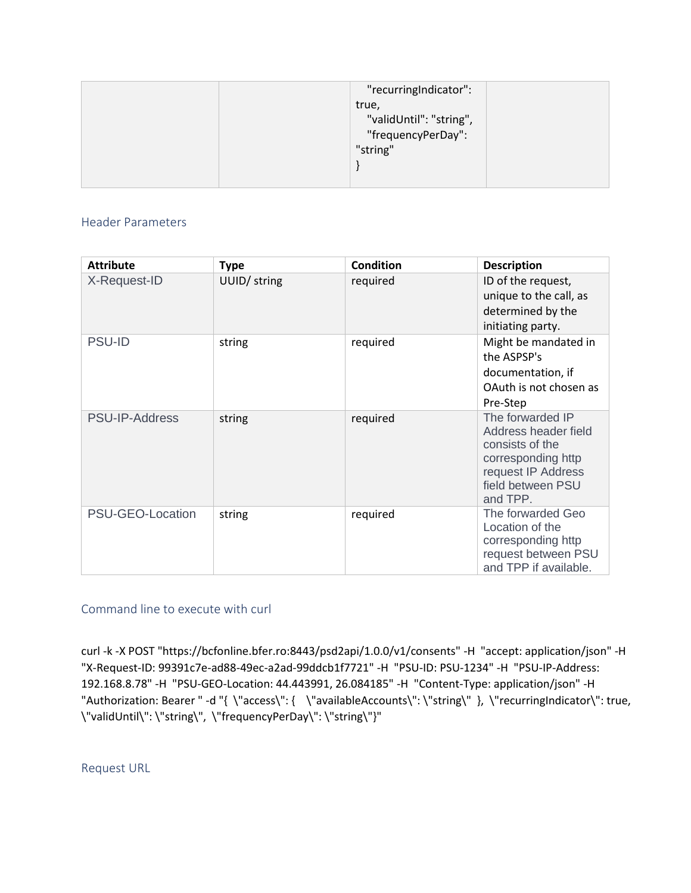| | | "recurringIndicator": true,<br>"validUntil": "string",<br>"frequencyPerDay": "string"<br>} | |
|---|---|---|---|

### Header Parameters

| Attribute | Type | Condition | Description |
|---|---|---|---|
| X-Request-ID | UUID/ string | required | ID of the request, unique to the call, as determined by the initiating party. |
| PSU-ID | string | required | Might be mandated in the ASPSP's documentation, if OAuth is not chosen as Pre-Step |
| PSU-IP-Address | string | required | The forwarded IP Address header field consists of the corresponding http request IP Address field between PSU and TPP. |
| PSU-GEO-Location | string | required | The forwarded Geo Location of the corresponding http request between PSU and TPP if available. |

### Command line to execute with curl

```
curl -k -X POST "https://bcfonline.bfer.ro:8443/psd2api/1.0.0/v1/consents" -H  "accept: application/json" -H  "X-Request-ID: 99391c7e-ad88-49ec-a2ad-99ddcb1f7721" -H  "PSU-ID: PSU-1234" -H  "PSU-IP-Address: 192.168.8.78" -H  "PSU-GEO-Location: 44.443991, 26.084185" -H  "Content-Type: application/json" -H  "Authorization: Bearer " -d "{  \"access\": {    \"availableAccounts\": \"string\"  },  \"recurringIndicator\": true,  \"validUntil\": \"string\",  \"frequencyPerDay\": \"string\"}"
```

### Request URL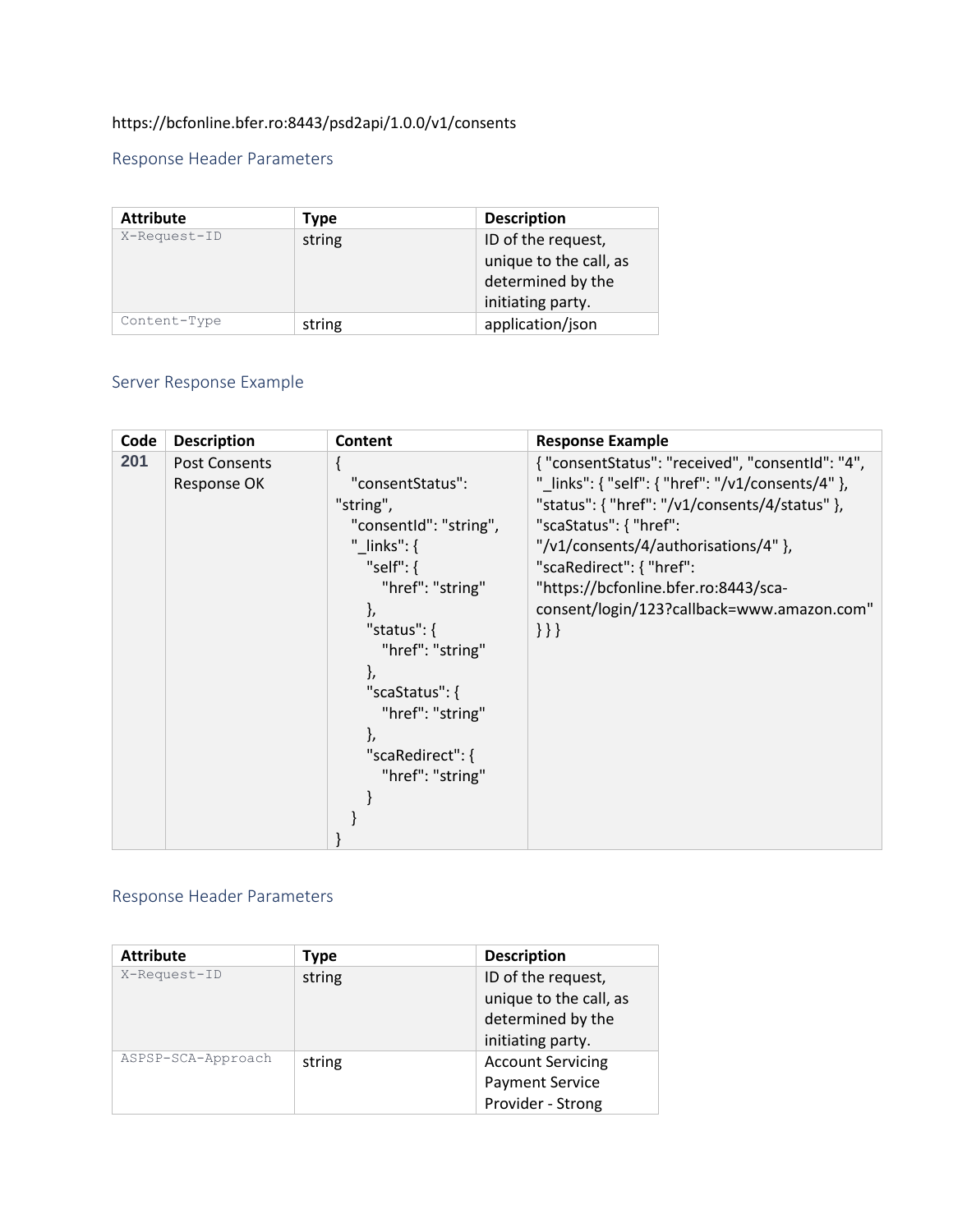https://bcfonline.bfer.ro:8443/psd2api/1.0.0/v1/consents

### Response Header Parameters

| Attribute | Type | Description |
| --- | --- | --- |
| X-Request-ID | string | ID of the request, unique to the call, as determined by the initiating party. |
| Content-Type | string | application/json |

### Server Response Example

| Code | Description | Content | Response Example |
| --- | --- | --- | --- |
| **201** | Post Consents Response OK | { "consentStatus": "string", "consentId": "string", "_links": { "self": { "href": "string" }, "status": { "href": "string" }, "scaStatus": { "href": "string" }, "scaRedirect": { "href": "string" } } } | { "consentStatus": "received", "consentId": "4", "_links": { "self": { "href": "/v1/consents/4" }, "status": { "href": "/v1/consents/4/status" }, "scaStatus": { "href": "/v1/consents/4/authorisations/4" }, "scaRedirect": { "href": "https://bcfonline.bfer.ro:8443/sca-consent/login/123?callback=www.amazon.com" } } } |

### Response Header Parameters

| Attribute | Type | Description |
| --- | --- | --- |
| X-Request-ID | string | ID of the request, unique to the call, as determined by the initiating party. |
| ASPSP-SCA-Approach | string | Account Servicing Payment Service Provider - Strong |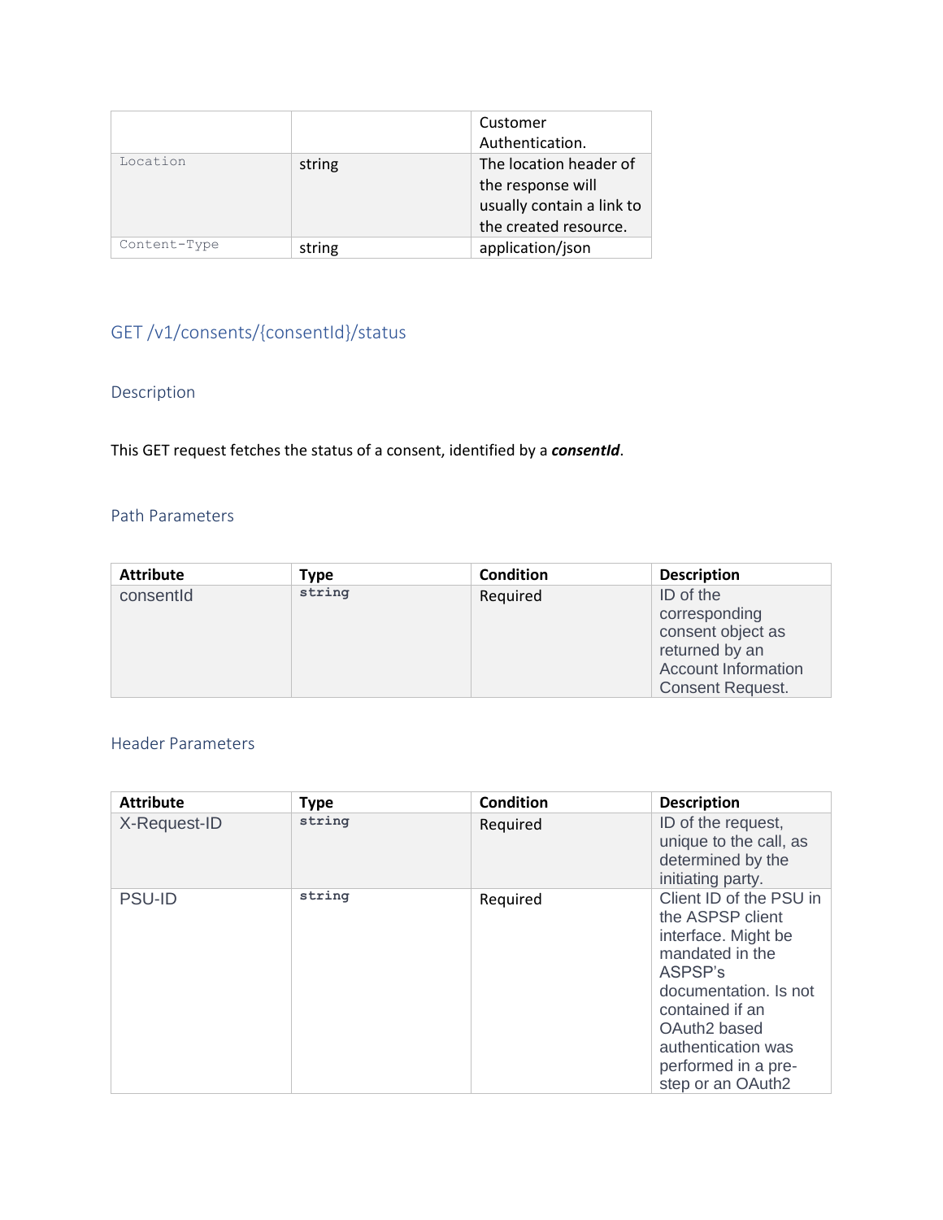| | | Customer Authentication. |
|---|---|---|
| Location | string | The location header of the response will usually contain a link to the created resource. |
| Content-Type | string | application/json |

## GET /v1/consents/{consentId}/status

### Description

This GET request fetches the status of a consent, identified by a ***consentId***.

### Path Parameters

| Attribute | Type | Condition | Description |
|---|---|---|---|
| consentId | string | Required | ID of the corresponding consent object as returned by an Account Information Consent Request. |

### Header Parameters

| Attribute | Type | Condition | Description |
|---|---|---|---|
| X-Request-ID | string | Required | ID of the request, unique to the call, as determined by the initiating party. |
| PSU-ID | string | Required | Client ID of the PSU in the ASPSP client interface. Might be mandated in the ASPSP's documentation. Is not contained if an OAuth2 based authentication was performed in a pre-step or an OAuth2 |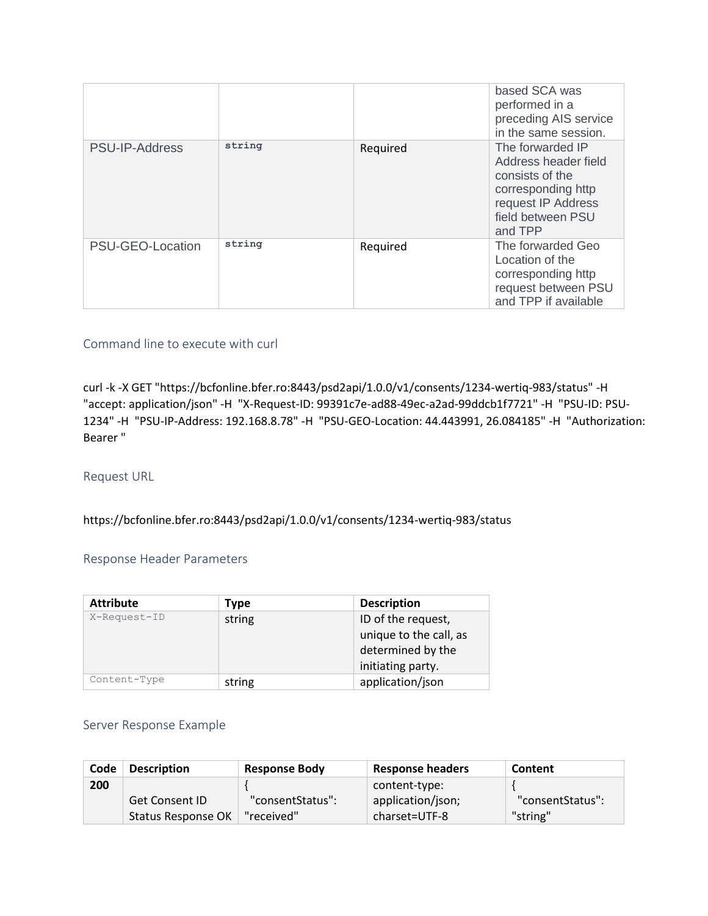| | | | based SCA was performed in a preceding AIS service in the same session. |
|---|---|---|---|
| PSU-IP-Address | string | Required | The forwarded IP Address header field consists of the corresponding http request IP Address field between PSU and TPP |
| PSU-GEO-Location | string | Required | The forwarded Geo Location of the corresponding http request between PSU and TPP if available |

### Command line to execute with curl

curl -k -X GET "https://bcfonline.bfer.ro:8443/psd2api/1.0.0/v1/consents/1234-wertiq-983/status" -H "accept: application/json" -H "X-Request-ID: 99391c7e-ad88-49ec-a2ad-99ddcb1f7721" -H "PSU-ID: PSU-1234" -H "PSU-IP-Address: 192.168.8.78" -H "PSU-GEO-Location: 44.443991, 26.084185" -H "Authorization: Bearer "

### Request URL

https://bcfonline.bfer.ro:8443/psd2api/1.0.0/v1/consents/1234-wertiq-983/status

### Response Header Parameters

| Attribute | Type | Description |
|---|---|---|
| X-Request-ID | string | ID of the request, unique to the call, as determined by the initiating party. |
| Content-Type | string | application/json |

### Server Response Example

| Code | Description | Response Body | Response headers | Content |
|---|---|---|---|---|
| **200** | Get Consent ID Status Response OK | { "consentStatus": "received" | content-type: application/json; charset=UTF-8 | { "consentStatus": "string" |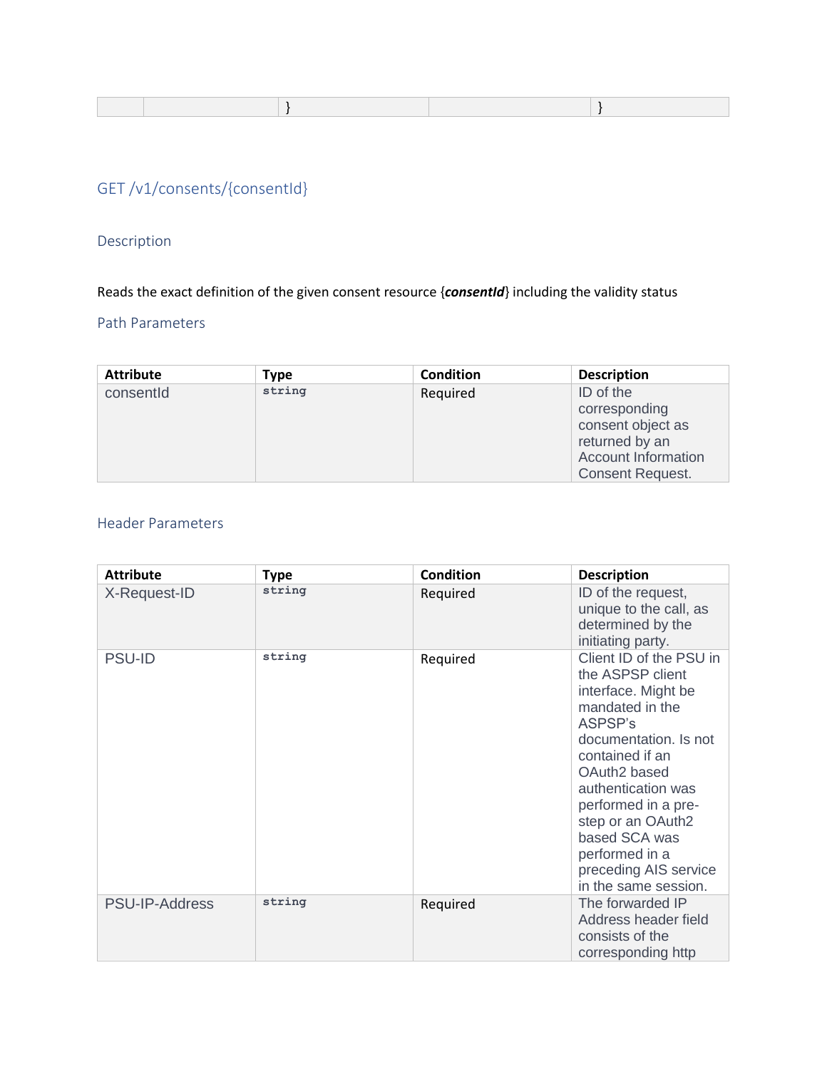| | | } | | } |
|---|---|---|---|---|

## GET /v1/consents/{consentId}

### Description

Reads the exact definition of the given consent resource {***consentId***} including the validity status

### Path Parameters

| Attribute | Type | Condition | Description |
|---|---|---|---|
| consentId | `string` | Required | ID of the corresponding consent object as returned by an Account Information Consent Request. |

### Header Parameters

| Attribute | Type | Condition | Description |
|---|---|---|---|
| X-Request-ID | `string` | Required | ID of the request, unique to the call, as determined by the initiating party. |
| PSU-ID | `string` | Required | Client ID of the PSU in the ASPSP client interface. Might be mandated in the ASPSP's documentation. Is not contained if an OAuth2 based authentication was performed in a pre-step or an OAuth2 based SCA was performed in a preceding AIS service in the same session. |
| PSU-IP-Address | `string` | Required | The forwarded IP Address header field consists of the corresponding http |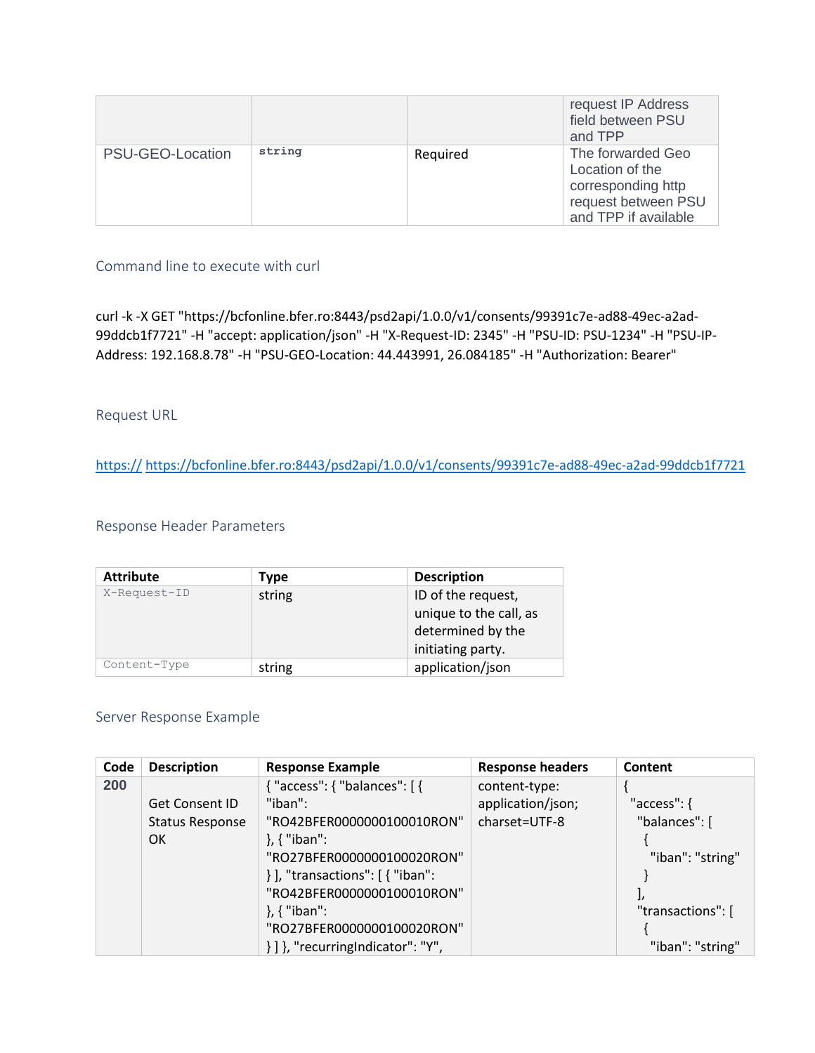|  |  |  | request IP Address field between PSU and TPP |
|---|---|---|---|
| PSU-GEO-Location | string | Required | The forwarded Geo Location of the corresponding http request between PSU and TPP if available |

### Command line to execute with curl

curl -k -X GET "https://bcfonline.bfer.ro:8443/psd2api/1.0.0/v1/consents/99391c7e-ad88-49ec-a2ad-99ddcb1f7721" -H "accept: application/json" -H "X-Request-ID: 2345" -H "PSU-ID: PSU-1234" -H "PSU-IP-Address: 192.168.8.78" -H "PSU-GEO-Location: 44.443991, 26.084185" -H "Authorization: Bearer"

### Request URL

https:// https://bcfonline.bfer.ro:8443/psd2api/1.0.0/v1/consents/99391c7e-ad88-49ec-a2ad-99ddcb1f7721

### Response Header Parameters

| Attribute | Type | Description |
|---|---|---|
| X-Request-ID | string | ID of the request, unique to the call, as determined by the initiating party. |
| Content-Type | string | application/json |

### Server Response Example

| Code | Description | Response Example | Response headers | Content |
|---|---|---|---|---|
| 200 | Get Consent ID Status Response OK | { "access": { "balances": [ { "iban": "RO42BFER0000000100010RON" }, { "iban": "RO27BFER0000000100020RON" } ], "transactions": [ { "iban": "RO42BFER0000000100010RON" }, { "iban": "RO27BFER0000000100020RON" } ] }, "recurringIndicator": "Y", | content-type: application/json; charset=UTF-8 | { "access": { "balances": [ { "iban": "string" } ], "transactions": [ { "iban": "string" |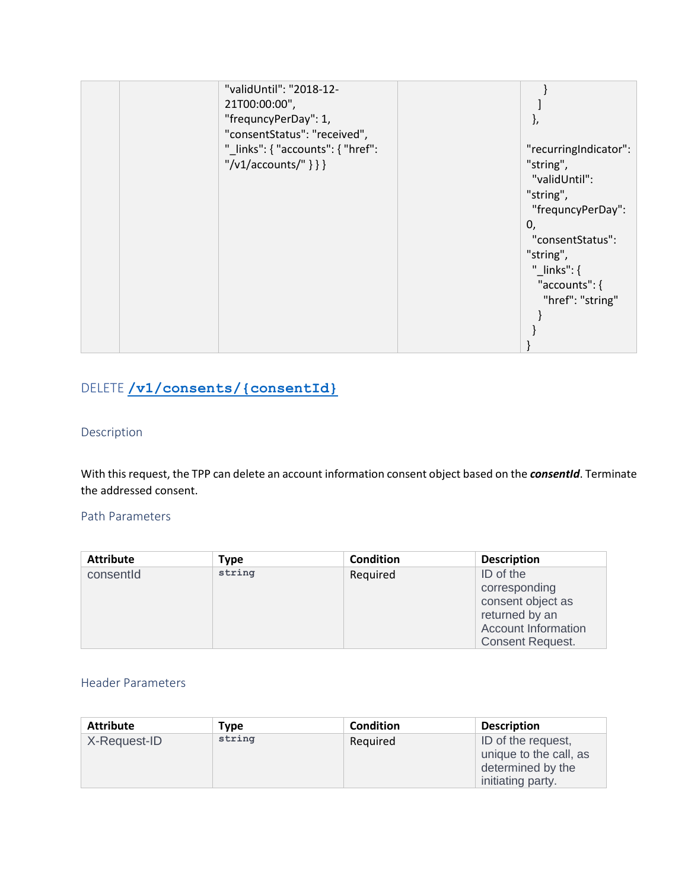| | | "validUntil": "2018-12-21T00:00:00", "frequncyPerDay": 1, "consentStatus": "received", "_links": { "accounts": { "href": "/v1/accounts/" } } } | | } ] }, "recurringIndicator": "string", "validUntil": "string", "frequncyPerDay": 0, "consentStatus": "string", "_links": { "accounts": { "href": "string" } } } |
|---|---|---|---|---|

## DELETE /v1/consents/{consentId}

### Description

With this request, the TPP can delete an account information consent object based on the ***consentId***. Terminate the addressed consent.

### Path Parameters

| Attribute | Type | Condition | Description |
|---|---|---|---|
| consentId | `string` | Required | ID of the corresponding consent object as returned by an Account Information Consent Request. |

### Header Parameters

| Attribute | Type | Condition | Description |
|---|---|---|---|
| X-Request-ID | `string` | Required | ID of the request, unique to the call, as determined by the initiating party. |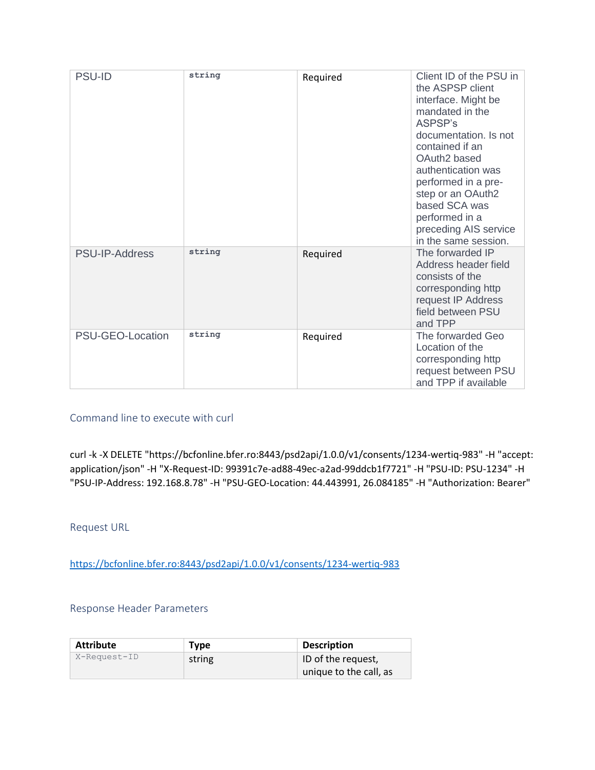| PSU-ID | string | Required | Client ID of the PSU in the ASPSP client interface. Might be mandated in the ASPSP's documentation. Is not contained if an OAuth2 based authentication was performed in a pre-step or an OAuth2 based SCA was performed in a preceding AIS service in the same session. |
|---|---|---|---|
| PSU-IP-Address | string | Required | The forwarded IP Address header field consists of the corresponding http request IP Address field between PSU and TPP |
| PSU-GEO-Location | string | Required | The forwarded Geo Location of the corresponding http request between PSU and TPP if available |

### Command line to execute with curl

```
curl -k -X DELETE "https://bcfonline.bfer.ro:8443/psd2api/1.0.0/v1/consents/1234-wertiq-983" -H "accept: application/json" -H "X-Request-ID: 99391c7e-ad88-49ec-a2ad-99ddcb1f7721" -H "PSU-ID: PSU-1234" -H "PSU-IP-Address: 192.168.8.78" -H "PSU-GEO-Location: 44.443991, 26.084185" -H "Authorization: Bearer"
```

### Request URL

https://bcfonline.bfer.ro:8443/psd2api/1.0.0/v1/consents/1234-wertiq-983

### Response Header Parameters

| Attribute | Type | Description |
|---|---|---|
| X-Request-ID | string | ID of the request, unique to the call, as |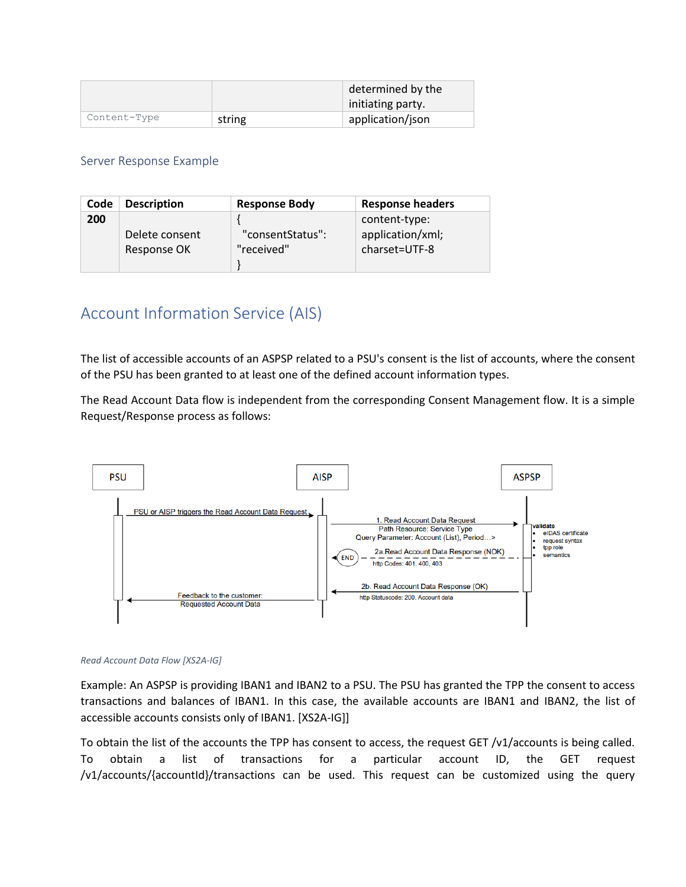|  |  | determined by the initiating party. |
| --- | --- | --- |
| Content-Type | string | application/json |

### Server Response Example

| Code | Description | Response Body | Response headers |
| --- | --- | --- | --- |
| 200 | Delete consent Response OK | { "consentStatus": "received" } | content-type: application/xml; charset=UTF-8 |

## Account Information Service (AIS)

The list of accessible accounts of an ASPSP related to a PSU's consent is the list of accounts, where the consent of the PSU has been granted to at least one of the defined account information types.

The Read Account Data flow is independent from the corresponding Consent Management flow. It is a simple Request/Response process as follows:

PSU | AISP | ASPSP

PSU or AISP triggers the Read Account Data Request

1. Read Account Data Request
Path Resource: Service Type
Query Parameter: Account (List), Period…>

validate
- eIDAS certificate
- request syntax
- tpp role
- semantics

END — 2a.Read Account Data Response (NOK)
http Codes: 401, 400, 403

2b. Read Account Data Response (OK)
http Statuscode: 200, Account data

Feedback to the customer:
Requested Account Data

*Read Account Data Flow [XS2A-IG]*

Example: An ASPSP is providing IBAN1 and IBAN2 to a PSU. The PSU has granted the TPP the consent to access transactions and balances of IBAN1. In this case, the available accounts are IBAN1 and IBAN2, the list of accessible accounts consists only of IBAN1. [XS2A-IG]]

To obtain the list of the accounts the TPP has consent to access, the request GET /v1/accounts is being called. To obtain a list of transactions for a particular account ID, the GET request /v1/accounts/{accountId}/transactions can be used. This request can be customized using the query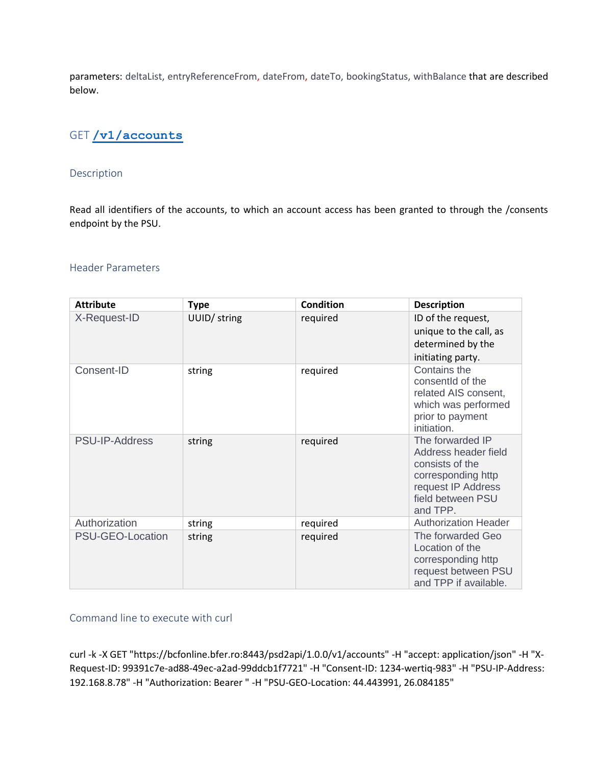parameters: deltaList, entryReferenceFrom, dateFrom, dateTo, bookingStatus, withBalance that are described below.

## GET /v1/accounts

### Description

Read all identifiers of the accounts, to which an account access has been granted to through the /consents endpoint by the PSU.

### Header Parameters

| Attribute | Type | Condition | Description |
|---|---|---|---|
| X-Request-ID | UUID/ string | required | ID of the request, unique to the call, as determined by the initiating party. |
| Consent-ID | string | required | Contains the consentId of the related AIS consent, which was performed prior to payment initiation. |
| PSU-IP-Address | string | required | The forwarded IP Address header field consists of the corresponding http request IP Address field between PSU and TPP. |
| Authorization | string | required | Authorization Header |
| PSU-GEO-Location | string | required | The forwarded Geo Location of the corresponding http request between PSU and TPP if available. |

### Command line to execute with curl

```
curl -k -X GET "https://bcfonline.bfer.ro:8443/psd2api/1.0.0/v1/accounts" -H "accept: application/json" -H "X-Request-ID: 99391c7e-ad88-49ec-a2ad-99ddcb1f7721" -H "Consent-ID: 1234-wertiq-983" -H "PSU-IP-Address: 192.168.8.78" -H "Authorization: Bearer " -H "PSU-GEO-Location: 44.443991, 26.084185"
```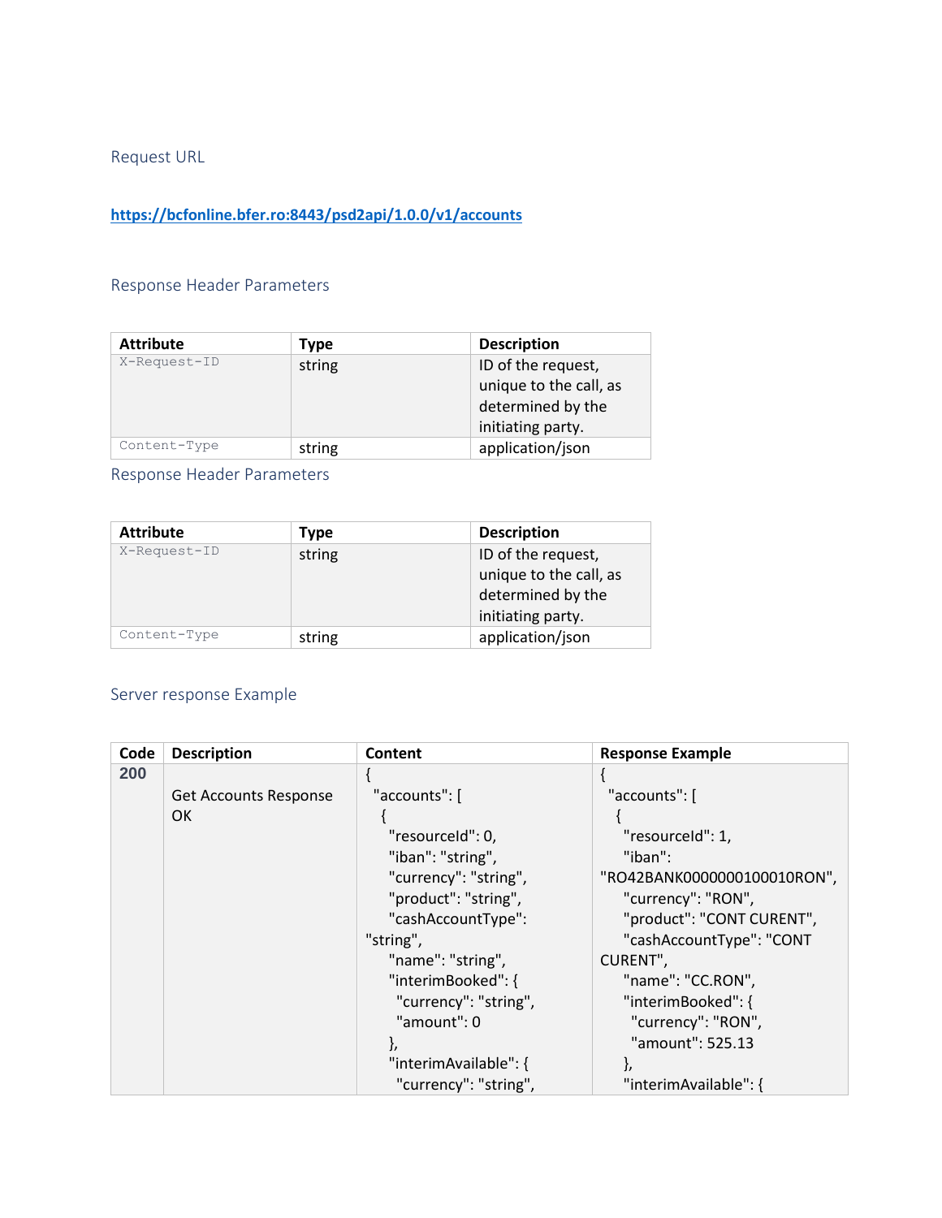### Request URL

**https://bcfonline.bfer.ro:8443/psd2api/1.0.0/v1/accounts**

### Response Header Parameters

| Attribute | Type | Description |
|---|---|---|
| X-Request-ID | string | ID of the request, unique to the call, as determined by the initiating party. |
| Content-Type | string | application/json |

### Response Header Parameters

| Attribute | Type | Description |
|---|---|---|
| X-Request-ID | string | ID of the request, unique to the call, as determined by the initiating party. |
| Content-Type | string | application/json |

### Server response Example

| Code | Description | Content | Response Example |
|---|---|---|---|
| **200** | Get Accounts Response OK | { "accounts": [ { "resourceId": 0, "iban": "string", "currency": "string", "product": "string", "cashAccountType": "string", "name": "string", "interimBooked": { "currency": "string", "amount": 0 }, "interimAvailable": { "currency": "string", | { "accounts": [ { "resourceId": 1, "iban": "RO42BANK0000000100010RON", "currency": "RON", "product": "CONT CURENT", "cashAccountType": "CONT CURENT", "name": "CC.RON", "interimBooked": { "currency": "RON", "amount": 525.13 }, "interimAvailable": { |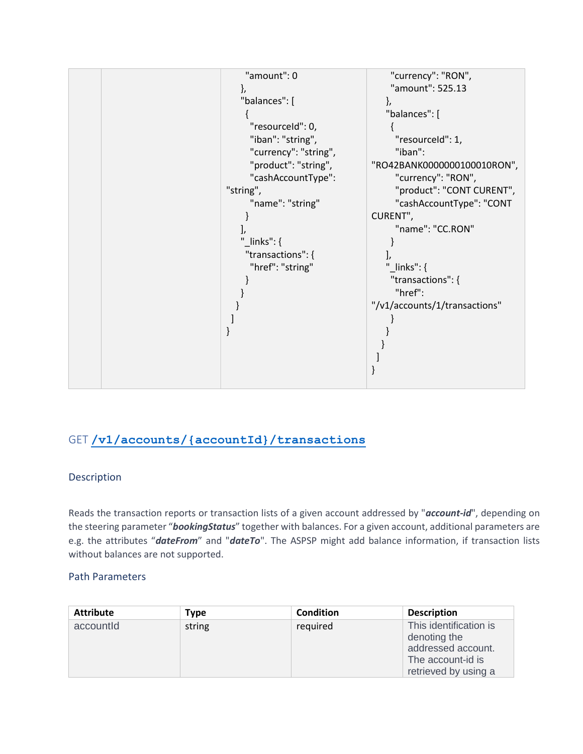| | | "amount": 0<br>},<br>"balances": [<br>{<br>"resourceId": 0,<br>"iban": "string",<br>"currency": "string",<br>"product": "string",<br>"cashAccountType": "string",<br>"name": "string"<br>}<br>],<br>"_links": {<br>"transactions": {<br>"href": "string"<br>}<br>}<br>}<br>]<br>} | "currency": "RON",<br>"amount": 525.13<br>},<br>"balances": [<br>{<br>"resourceId": 1,<br>"iban": "RO42BANK0000000100010RON",<br>"currency": "RON",<br>"product": "CONT CURENT",<br>"cashAccountType": "CONT CURENT",<br>"name": "CC.RON"<br>}<br>],<br>"_links": {<br>"transactions": {<br>"href": "/v1/accounts/1/transactions"<br>}<br>}<br>}<br>]<br>} |
|---|---|---|---|

## GET `/v1/accounts/{accountId}/transactions`

### Description

Reads the transaction reports or transaction lists of a given account addressed by "***account-id***", depending on the steering parameter "***bookingStatus***" together with balances. For a given account, additional parameters are e.g. the attributes "***dateFrom***" and "***dateTo***". The ASPSP might add balance information, if transaction lists without balances are not supported.

### Path Parameters

| Attribute | Type | Condition | Description |
|---|---|---|---|
| accountId | string | required | This identification is denoting the addressed account. The account-id is retrieved by using a |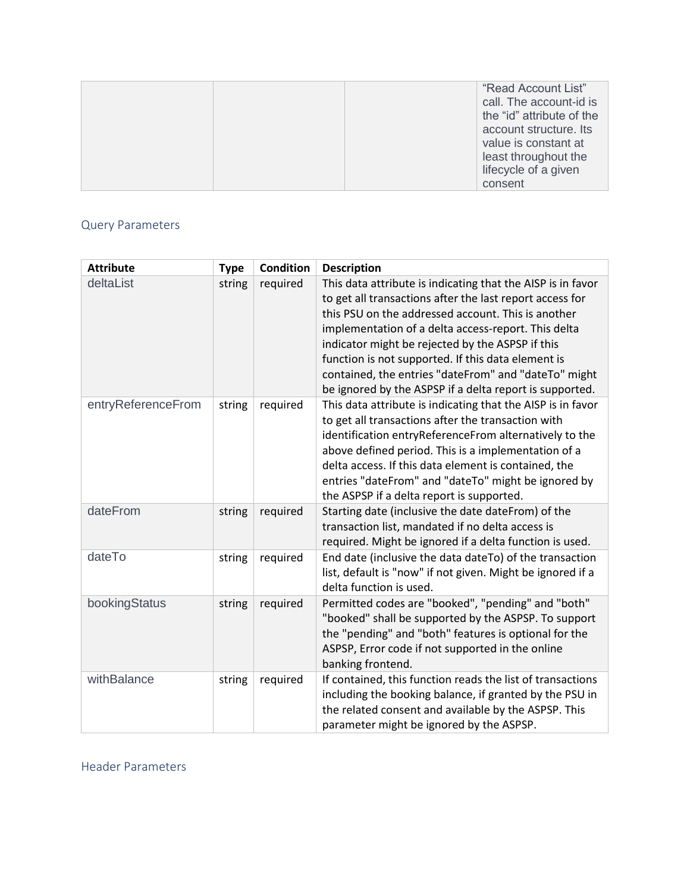| | | | "Read Account List" call. The account-id is the "id" attribute of the account structure. Its value is constant at least throughout the lifecycle of a given consent |
|---|---|---|---|

### Query Parameters

| Attribute | Type | Condition | Description |
|---|---|---|---|
| deltaList | string | required | This data attribute is indicating that the AISP is in favor to get all transactions after the last report access for this PSU on the addressed account. This is another implementation of a delta access-report. This delta indicator might be rejected by the ASPSP if this function is not supported. If this data element is contained, the entries "dateFrom" and "dateTo" might be ignored by the ASPSP if a delta report is supported. |
| entryReferenceFrom | string | required | This data attribute is indicating that the AISP is in favor to get all transactions after the transaction with identification entryReferenceFrom alternatively to the above defined period. This is a implementation of a delta access. If this data element is contained, the entries "dateFrom" and "dateTo" might be ignored by the ASPSP if a delta report is supported. |
| dateFrom | string | required | Starting date (inclusive the date dateFrom) of the transaction list, mandated if no delta access is required. Might be ignored if a delta function is used. |
| dateTo | string | required | End date (inclusive the data dateTo) of the transaction list, default is "now" if not given. Might be ignored if a delta function is used. |
| bookingStatus | string | required | Permitted codes are "booked", "pending" and "both" "booked" shall be supported by the ASPSP. To support the "pending" and "both" features is optional for the ASPSP, Error code if not supported in the online banking frontend. |
| withBalance | string | required | If contained, this function reads the list of transactions including the booking balance, if granted by the PSU in the related consent and available by the ASPSP. This parameter might be ignored by the ASPSP. |

### Header Parameters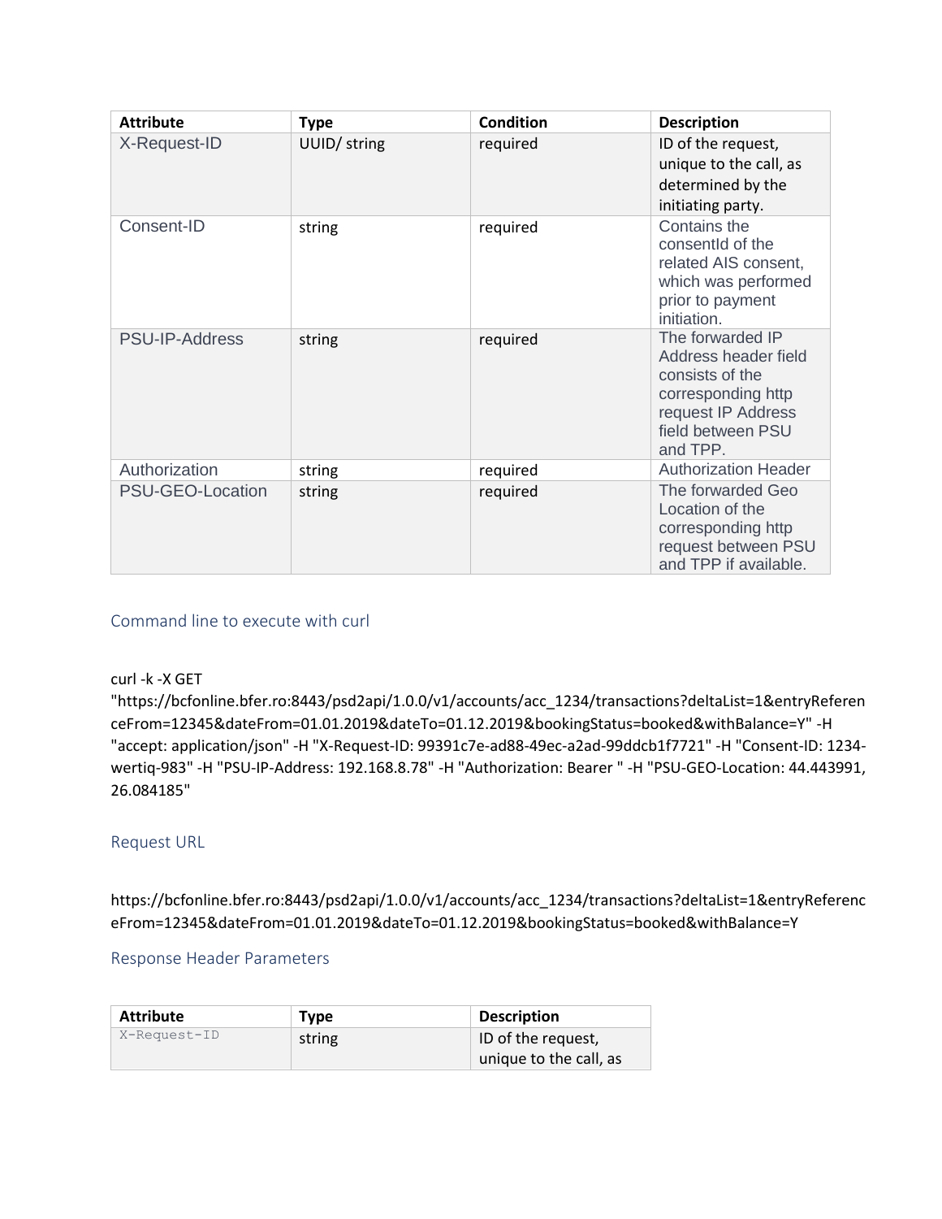| Attribute | Type | Condition | Description |
| --- | --- | --- | --- |
| X-Request-ID | UUID/ string | required | ID of the request, unique to the call, as determined by the initiating party. |
| Consent-ID | string | required | Contains the consentId of the related AIS consent, which was performed prior to payment initiation. |
| PSU-IP-Address | string | required | The forwarded IP Address header field consists of the corresponding http request IP Address field between PSU and TPP. |
| Authorization | string | required | Authorization Header |
| PSU-GEO-Location | string | required | The forwarded Geo Location of the corresponding http request between PSU and TPP if available. |

### Command line to execute with curl

```
curl -k -X GET "https://bcfonline.bfer.ro:8443/psd2api/1.0.0/v1/accounts/acc_1234/transactions?deltaList=1&entryReferenceFrom=12345&dateFrom=01.01.2019&dateTo=01.12.2019&bookingStatus=booked&withBalance=Y" -H "accept: application/json" -H "X-Request-ID: 99391c7e-ad88-49ec-a2ad-99ddcb1f7721" -H "Consent-ID: 1234-wertiq-983" -H "PSU-IP-Address: 192.168.8.78" -H "Authorization: Bearer " -H "PSU-GEO-Location: 44.443991, 26.084185"
```

### Request URL

https://bcfonline.bfer.ro:8443/psd2api/1.0.0/v1/accounts/acc_1234/transactions?deltaList=1&entryReferenceFrom=12345&dateFrom=01.01.2019&dateTo=01.12.2019&bookingStatus=booked&withBalance=Y

### Response Header Parameters

| Attribute | Type | Description |
| --- | --- | --- |
| X-Request-ID | string | ID of the request, unique to the call, as |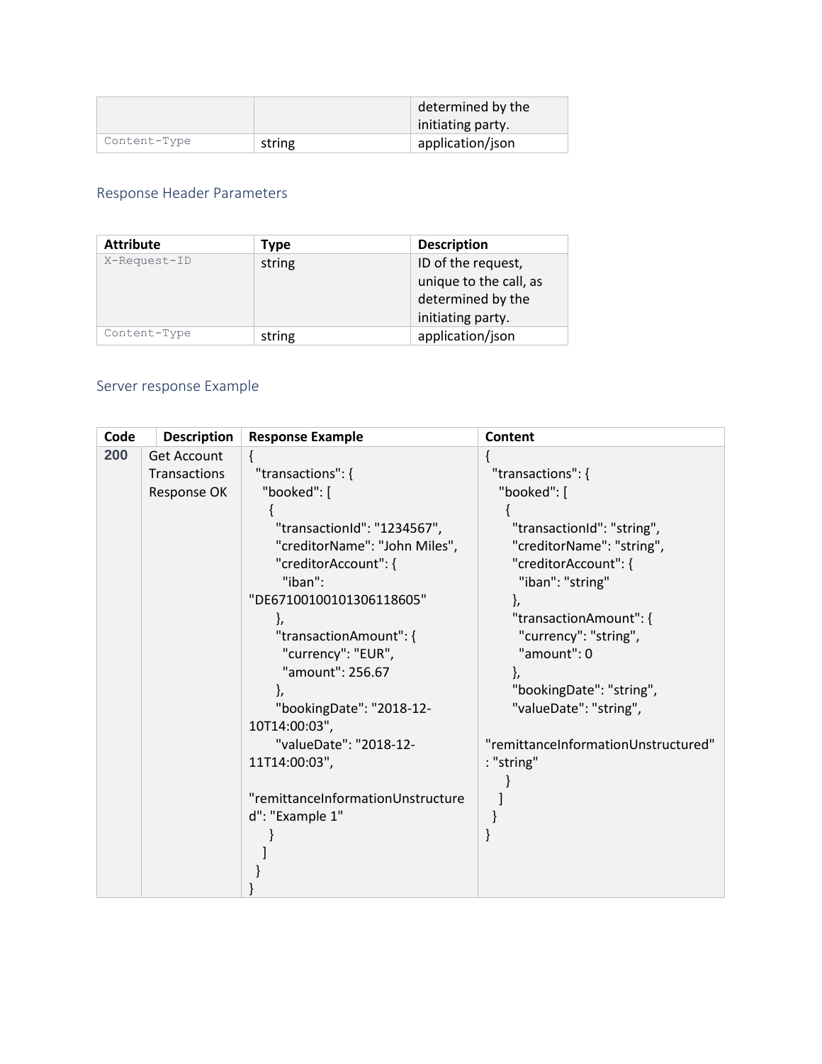| | | determined by the initiating party. |
| --- | --- | --- |
| Content-Type | string | application/json |

### Response Header Parameters

| Attribute | Type | Description |
| --- | --- | --- |
| X-Request-ID | string | ID of the request, unique to the call, as determined by the initiating party. |
| Content-Type | string | application/json |

### Server response Example

| Code | Description | Response Example | Content |
| --- | --- | --- | --- |
| 200 | Get Account Transactions Response OK | `{ "transactions": { "booked": [ { "transactionId": "1234567", "creditorName": "John Miles", "creditorAccount": { "iban": "DE67100100101306118605" }, "transactionAmount": { "currency": "EUR", "amount": 256.67 }, "bookingDate": "2018-12-10T14:00:03", "valueDate": "2018-12-11T14:00:03", "remittanceInformationUnstructured": "Example 1" } ] } }` | `{ "transactions": { "booked": [ { "transactionId": "string", "creditorName": "string", "creditorAccount": { "iban": "string" }, "transactionAmount": { "currency": "string", "amount": 0 }, "bookingDate": "string", "valueDate": "string", "remittanceInformationUnstructured": "string" } ] } }` |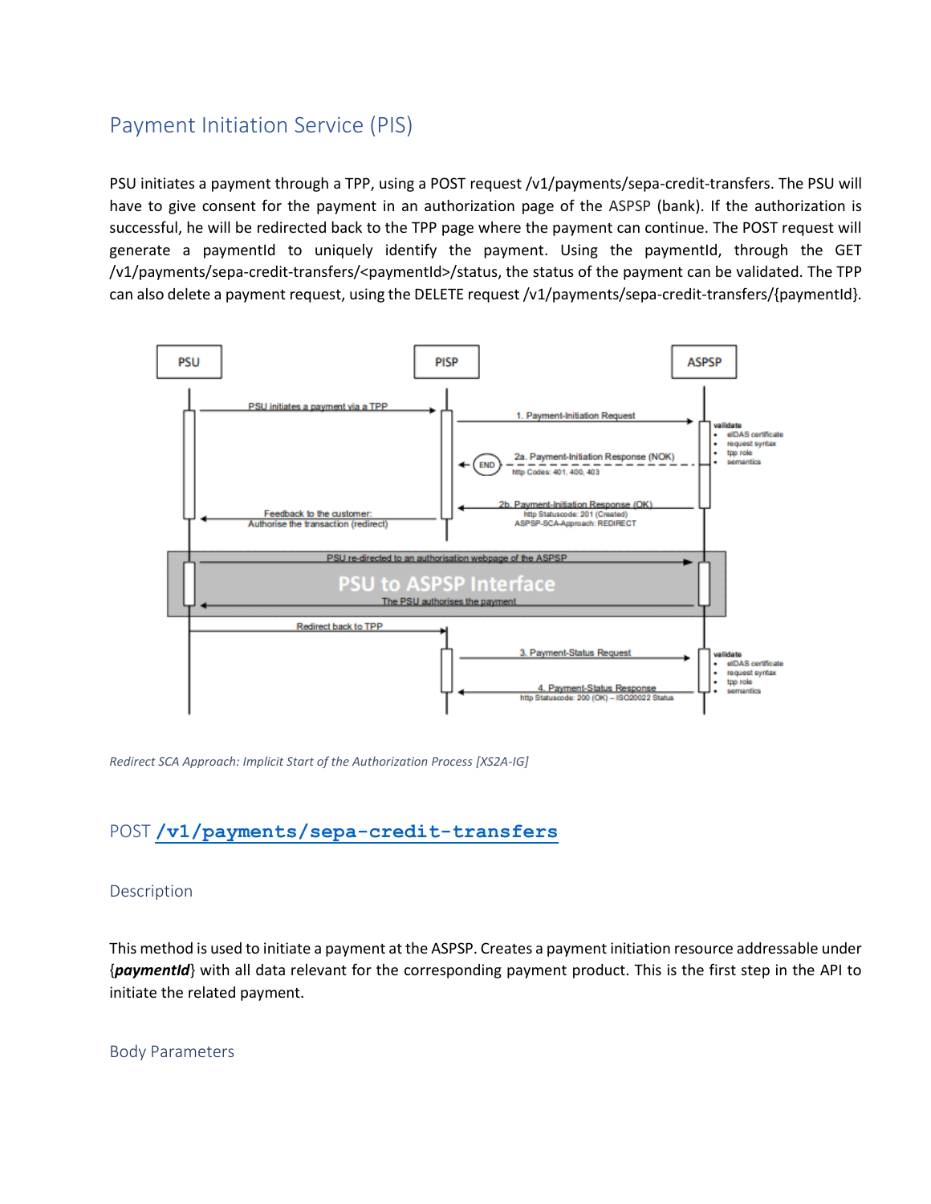## Payment Initiation Service (PIS)

PSU initiates a payment through a TPP, using a POST request /v1/payments/sepa-credit-transfers. The PSU will have to give consent for the payment in an authorization page of the ASPSP (bank). If the authorization is successful, he will be redirected back to the TPP page where the payment can continue. The POST request will generate a paymentId to uniquely identify the payment. Using the paymentId, through the GET /v1/payments/sepa-credit-transfers/<paymentId>/status, the status of the payment can be validated. The TPP can also delete a payment request, using the DELETE request /v1/payments/sepa-credit-transfers/{paymentId}.

*Redirect SCA Approach: Implicit Start of the Authorization Process [XS2A-IG]*

### POST `/v1/payments/sepa-credit-transfers`

#### Description

This method is used to initiate a payment at the ASPSP. Creates a payment initiation resource addressable under {***paymentId***} with all data relevant for the corresponding payment product. This is the first step in the API to initiate the related payment.

#### Body Parameters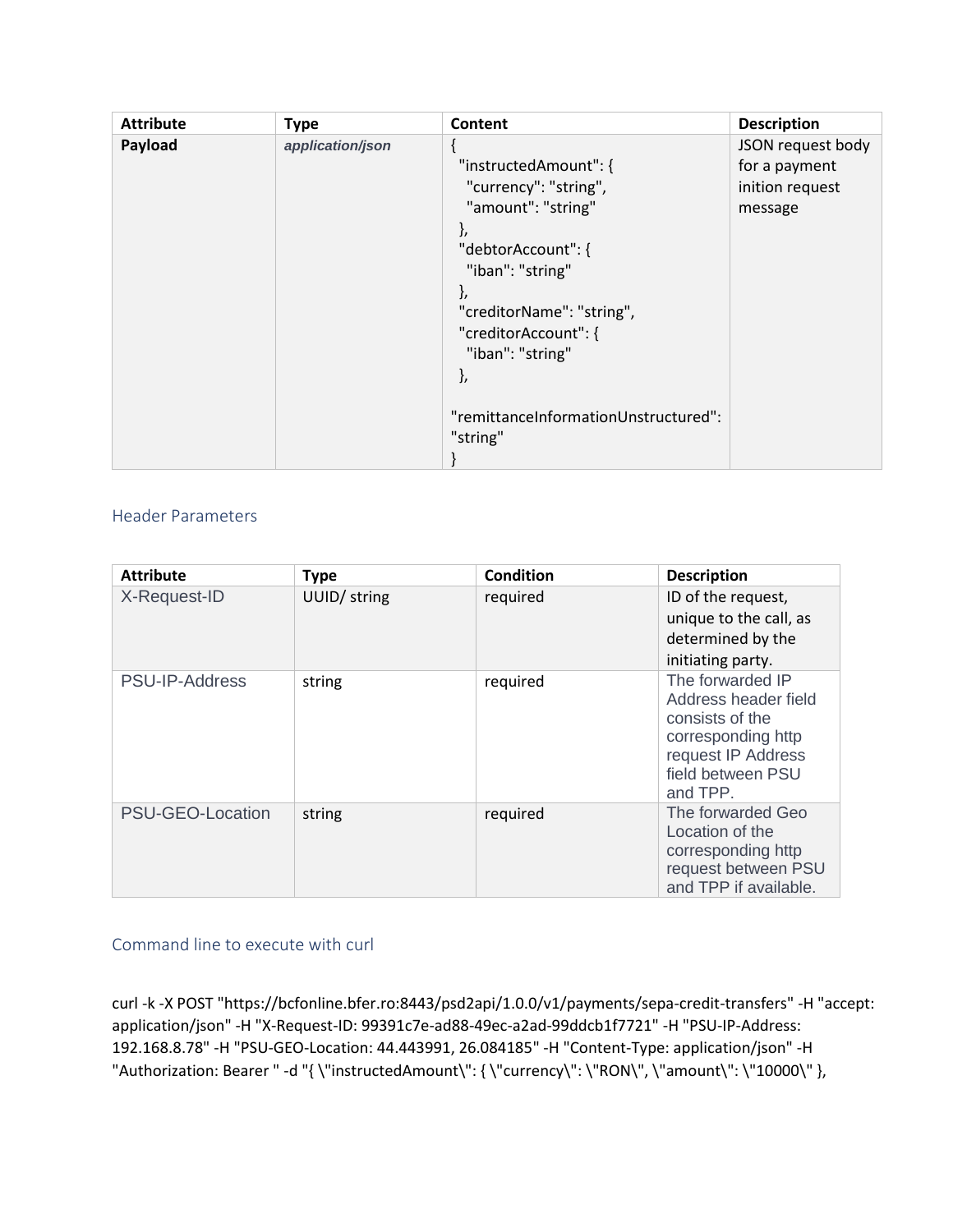| Attribute | Type | Content | Description |
|---|---|---|---|
| **Payload** | ***application/json*** | { "instructedAmount": { "currency": "string", "amount": "string" }, "debtorAccount": { "iban": "string" }, "creditorName": "string", "creditorAccount": { "iban": "string" }, "remittanceInformationUnstructured": "string" } | JSON request body for a payment inition request message |

## Header Parameters

| Attribute | Type | Condition | Description |
|---|---|---|---|
| X-Request-ID | UUID/ string | required | ID of the request, unique to the call, as determined by the initiating party. |
| PSU-IP-Address | string | required | The forwarded IP Address header field consists of the corresponding http request IP Address field between PSU and TPP. |
| PSU-GEO-Location | string | required | The forwarded Geo Location of the corresponding http request between PSU and TPP if available. |

## Command line to execute with curl

curl -k -X POST "https://bcfonline.bfer.ro:8443/psd2api/1.0.0/v1/payments/sepa-credit-transfers" -H "accept: application/json" -H "X-Request-ID: 99391c7e-ad88-49ec-a2ad-99ddcb1f7721" -H "PSU-IP-Address: 192.168.8.78" -H "PSU-GEO-Location: 44.443991, 26.084185" -H "Content-Type: application/json" -H "Authorization: Bearer " -d "{ \"instructedAmount\": { \"currency\": \"RON\", \"amount\": \"10000\" },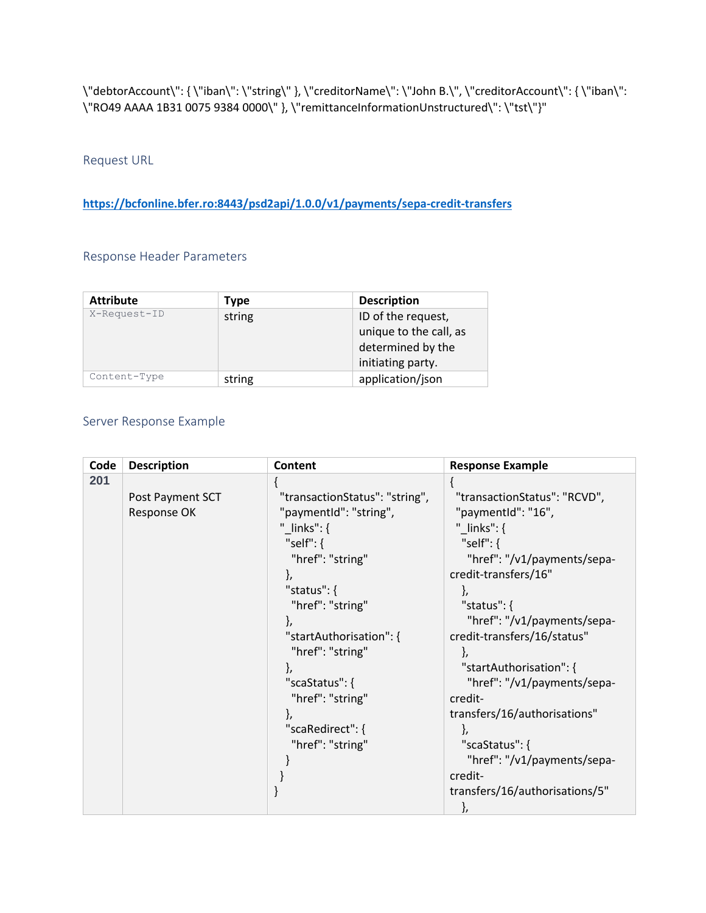\"debtorAccount\": { \"iban\": \"string\" }, \"creditorName\": \"John B.\", \"creditorAccount\": { \"iban\": \"RO49 AAAA 1B31 0075 9384 0000\" }, \"remittanceInformationUnstructured\": \"tst\"}"

### Request URL

**https://bcfonline.bfer.ro:8443/psd2api/1.0.0/v1/payments/sepa-credit-transfers**

### Response Header Parameters

| Attribute | Type | Description |
| --- | --- | --- |
| X-Request-ID | string | ID of the request, unique to the call, as determined by the initiating party. |
| Content-Type | string | application/json |

### Server Response Example

| Code | Description | Content | Response Example |
| --- | --- | --- | --- |
| **201** | Post Payment SCT Response OK | { "transactionStatus": "string", "paymentId": "string", "_links": { "self": { "href": "string" }, "status": { "href": "string" }, "startAuthorisation": { "href": "string" }, "scaStatus": { "href": "string" }, "scaRedirect": { "href": "string" } } } | { "transactionStatus": "RCVD", "paymentId": "16", "_links": { "self": { "href": "/v1/payments/sepa-credit-transfers/16" }, "status": { "href": "/v1/payments/sepa-credit-transfers/16/status" }, "startAuthorisation": { "href": "/v1/payments/sepa-credit-transfers/16/authorisations" }, "scaStatus": { "href": "/v1/payments/sepa-credit-transfers/16/authorisations/5" }, |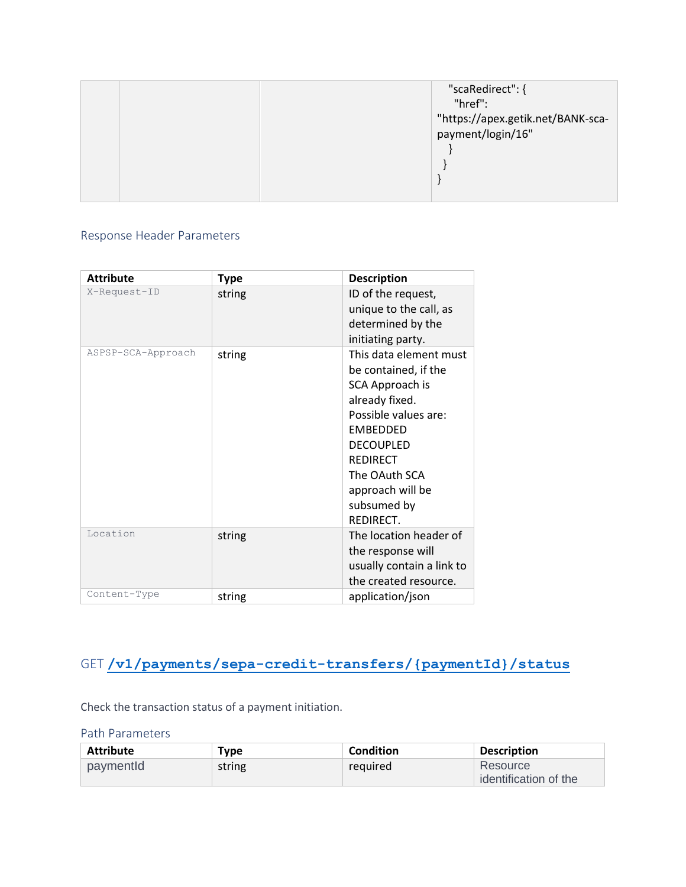| | | | "scaRedirect": {<br>"href": "https://apex.getik.net/BANK-sca-payment/login/16"<br>}<br>}<br>} |
|---|---|---|---|

### Response Header Parameters

| Attribute | Type | Description |
|---|---|---|
| X-Request-ID | string | ID of the request, unique to the call, as determined by the initiating party. |
| ASPSP-SCA-Approach | string | This data element must be contained, if the SCA Approach is already fixed. Possible values are: EMBEDDED DECOUPLED REDIRECT The OAuth SCA approach will be subsumed by REDIRECT. |
| Location | string | The location header of the response will usually contain a link to the created resource. |
| Content-Type | string | application/json |

## GET `/v1/payments/sepa-credit-transfers/{paymentId}/status`

Check the transaction status of a payment initiation.

### Path Parameters

| Attribute | Type | Condition | Description |
|---|---|---|---|
| paymentId | string | required | Resource identification of the |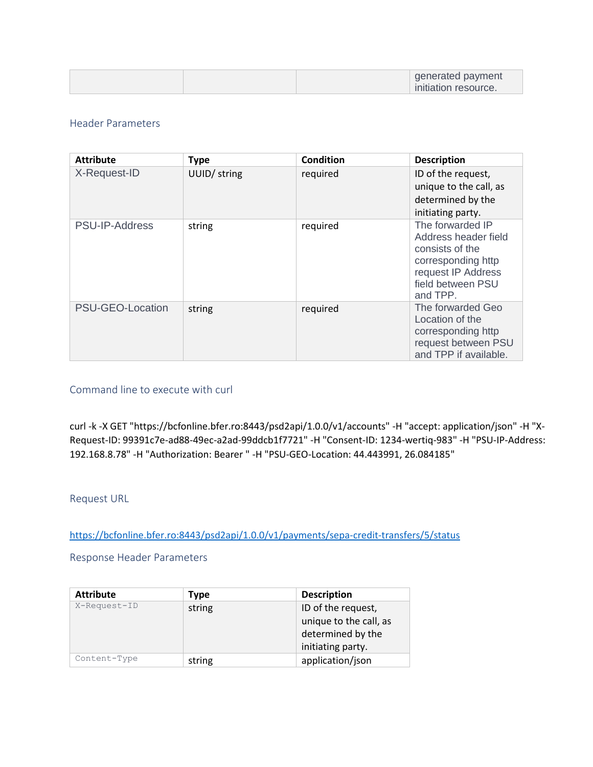| | | | generated payment initiation resource. |
|---|---|---|---|

### Header Parameters

| Attribute | Type | Condition | Description |
|---|---|---|---|
| X-Request-ID | UUID/ string | required | ID of the request, unique to the call, as determined by the initiating party. |
| PSU-IP-Address | string | required | The forwarded IP Address header field consists of the corresponding http request IP Address field between PSU and TPP. |
| PSU-GEO-Location | string | required | The forwarded Geo Location of the corresponding http request between PSU and TPP if available. |

### Command line to execute with curl

```
curl -k -X GET "https://bcfonline.bfer.ro:8443/psd2api/1.0.0/v1/accounts" -H "accept: application/json" -H "X-Request-ID: 99391c7e-ad88-49ec-a2ad-99ddcb1f7721" -H "Consent-ID: 1234-wertiq-983" -H "PSU-IP-Address: 192.168.8.78" -H "Authorization: Bearer " -H "PSU-GEO-Location: 44.443991, 26.084185"
```

### Request URL

https://bcfonline.bfer.ro:8443/psd2api/1.0.0/v1/payments/sepa-credit-transfers/5/status

### Response Header Parameters

| Attribute | Type | Description |
|---|---|---|
| X-Request-ID | string | ID of the request, unique to the call, as determined by the initiating party. |
| Content-Type | string | application/json |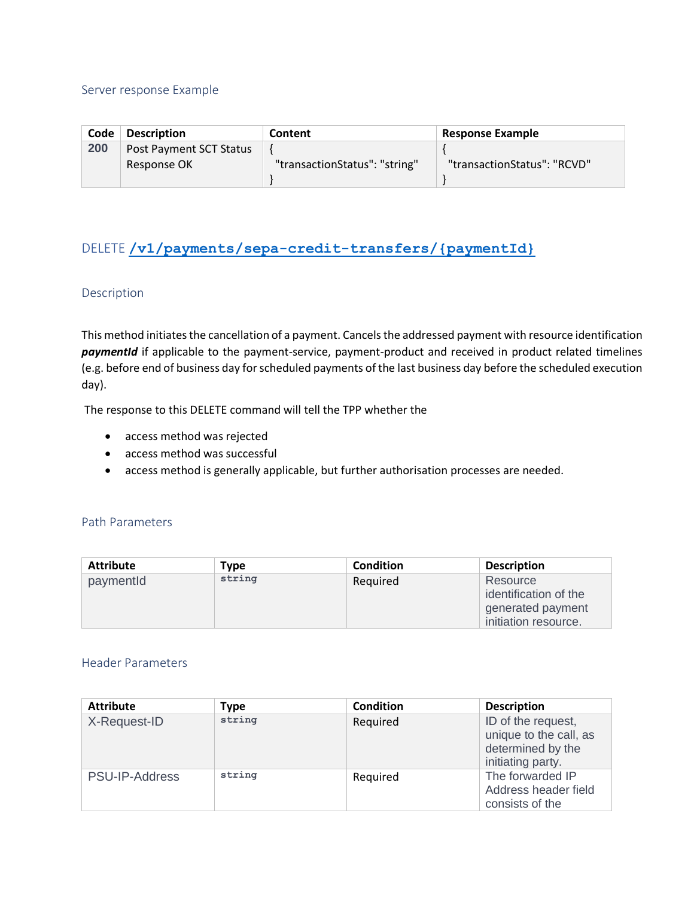### Server response Example

| Code | Description | Content | Response Example |
|---|---|---|---|
| 200 | Post Payment SCT Status Response OK | { "transactionStatus": "string" } | { "transactionStatus": "RCVD" } |

## DELETE `/v1/payments/sepa-credit-transfers/{paymentId}`

### Description

This method initiates the cancellation of a payment. Cancels the addressed payment with resource identification ***paymentId*** if applicable to the payment-service, payment-product and received in product related timelines (e.g. before end of business day for scheduled payments of the last business day before the scheduled execution day).

The response to this DELETE command will tell the TPP whether the

- access method was rejected
- access method was successful
- access method is generally applicable, but further authorisation processes are needed.

### Path Parameters

| Attribute | Type | Condition | Description |
|---|---|---|---|
| paymentId | `string` | Required | Resource identification of the generated payment initiation resource. |

### Header Parameters

| Attribute | Type | Condition | Description |
|---|---|---|---|
| X-Request-ID | `string` | Required | ID of the request, unique to the call, as determined by the initiating party. |
| PSU-IP-Address | `string` | Required | The forwarded IP Address header field consists of the |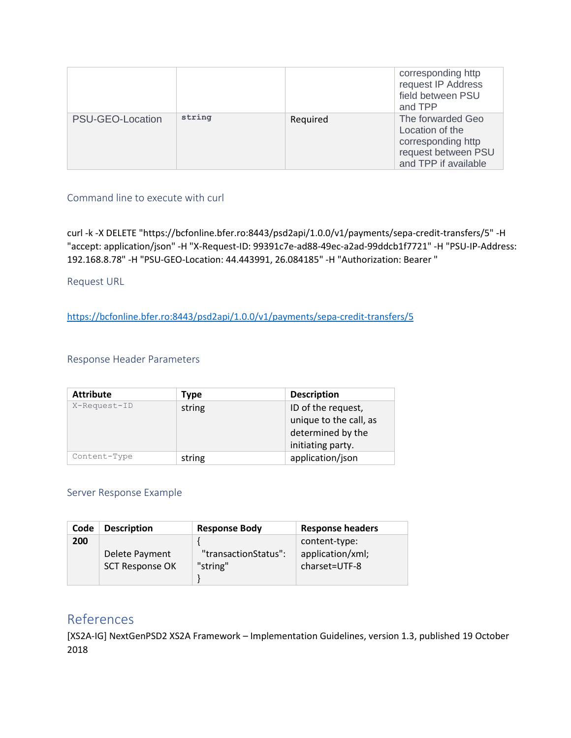| | | | |
|---|---|---|---|
| | | | corresponding http request IP Address field between PSU and TPP |
| PSU-GEO-Location | string | Required | The forwarded Geo Location of the corresponding http request between PSU and TPP if available |

### Command line to execute with curl

curl -k -X DELETE "https://bcfonline.bfer.ro:8443/psd2api/1.0.0/v1/payments/sepa-credit-transfers/5" -H "accept: application/json" -H "X-Request-ID: 99391c7e-ad88-49ec-a2ad-99ddcb1f7721" -H "PSU-IP-Address: 192.168.8.78" -H "PSU-GEO-Location: 44.443991, 26.084185" -H "Authorization: Bearer "

### Request URL

https://bcfonline.bfer.ro:8443/psd2api/1.0.0/v1/payments/sepa-credit-transfers/5

### Response Header Parameters

| Attribute | Type | Description |
|---|---|---|
| X-Request-ID | string | ID of the request, unique to the call, as determined by the initiating party. |
| Content-Type | string | application/json |

### Server Response Example

| Code | Description | Response Body | Response headers |
|---|---|---|---|
| **200** | Delete Payment SCT Response OK | { "transactionStatus": "string" } | content-type: application/xml; charset=UTF-8 |

## References

[XS2A-IG] NextGenPSD2 XS2A Framework – Implementation Guidelines, version 1.3, published 19 October 2018